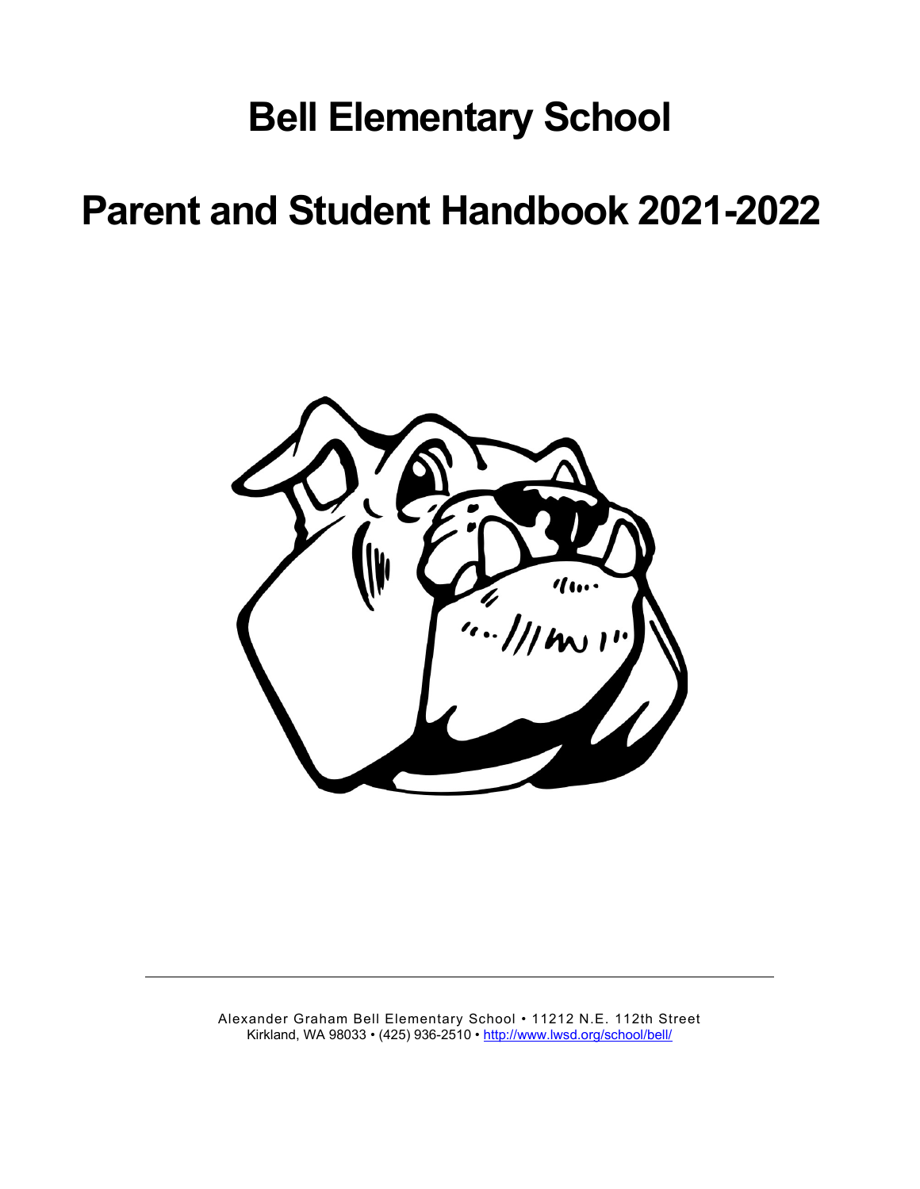# Bell Elementary School

# Parent and Student Handbook 2021-2022

Alexander Graham Bell Elementary School • 11212 N.E. 112th Street
Kirkland, WA 98033 • (425) 936-2510 • http://www.lwsd.org/school/bell/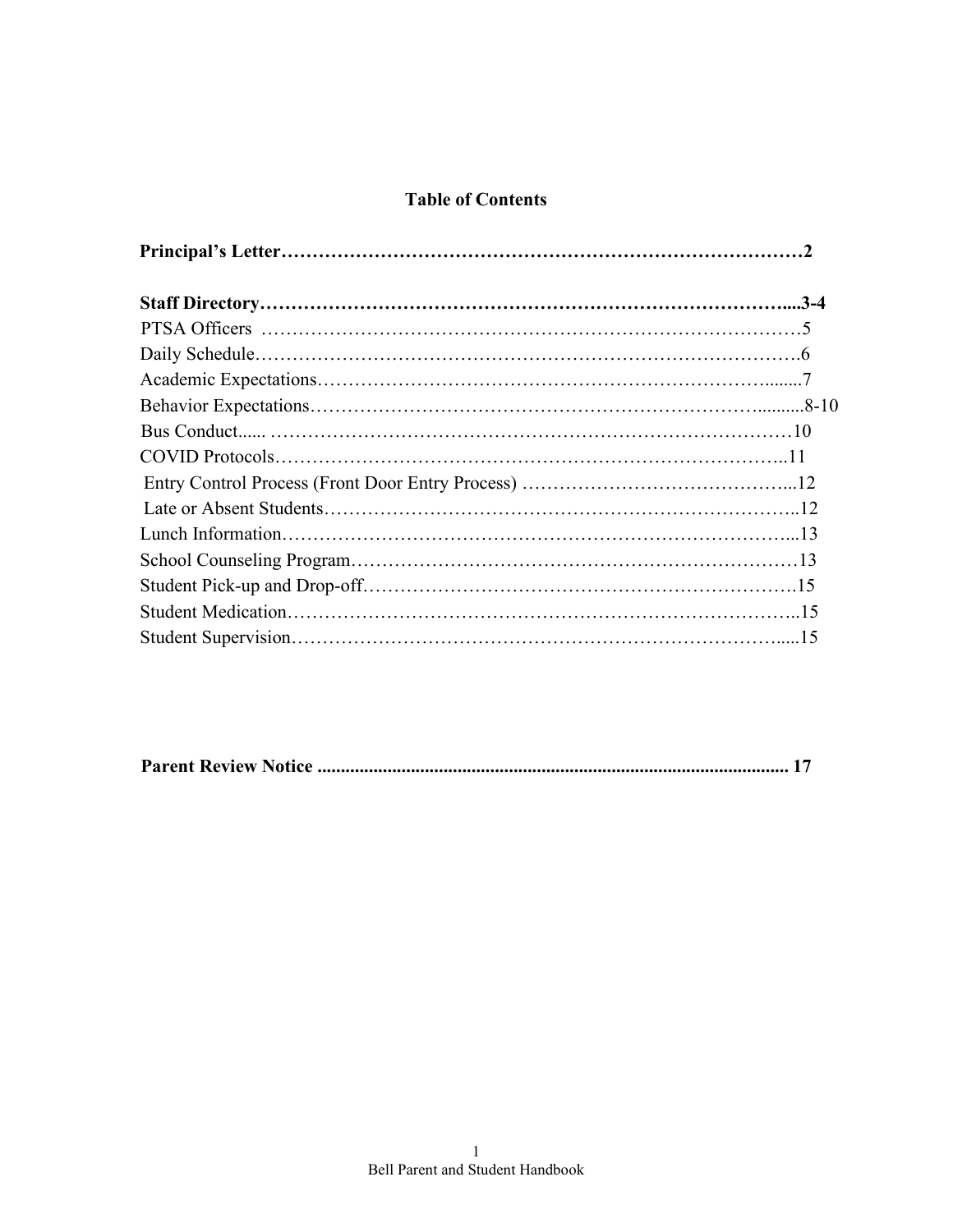**Table of Contents**

**Principal's Letter…………………………………………………………………………2**

**Staff Directory………………………………………………………………………....3-4**

PTSA Officers ……………………………………………………………………………5

Daily Schedule…………………………………………………………………………….6

Academic Expectations……………………………………………………………….......7

Behavior Expectations………………………………………………………….........8-10

Bus Conduct...... ………………………………………………………………………10

COVID Protocols……………………………………………………………………..11

Entry Control Process (Front Door Entry Process) ……………………………………...12

Late or Absent Students……………………………………………………………………..12

Lunch Information…………………………………………………………………...13

School Counseling Program……………………………………………………………13

Student Pick-up and Drop-off…………………………………………………………….15

Student Medication……………………………………………………………………..15

Student Supervision…………………………………………………………………….....15

**Parent Review Notice ................................................................................................... 17**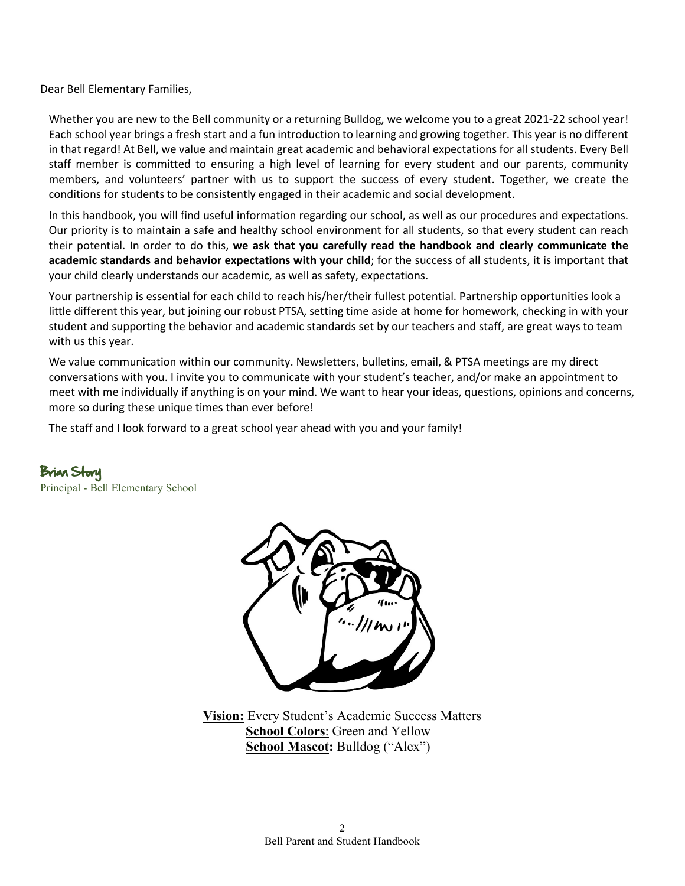Dear Bell Elementary Families,

Whether you are new to the Bell community or a returning Bulldog, we welcome you to a great 2021-22 school year! Each school year brings a fresh start and a fun introduction to learning and growing together. This year is no different in that regard! At Bell, we value and maintain great academic and behavioral expectations for all students. Every Bell staff member is committed to ensuring a high level of learning for every student and our parents, community members, and volunteers' partner with us to support the success of every student. Together, we create the conditions for students to be consistently engaged in their academic and social development.

In this handbook, you will find useful information regarding our school, as well as our procedures and expectations. Our priority is to maintain a safe and healthy school environment for all students, so that every student can reach their potential. In order to do this, **we ask that you carefully read the handbook and clearly communicate the academic standards and behavior expectations with your child**; for the success of all students, it is important that your child clearly understands our academic, as well as safety, expectations.

Your partnership is essential for each child to reach his/her/their fullest potential. Partnership opportunities look a little different this year, but joining our robust PTSA, setting time aside at home for homework, checking in with your student and supporting the behavior and academic standards set by our teachers and staff, are great ways to team with us this year.

We value communication within our community. Newsletters, bulletins, email, & PTSA meetings are my direct conversations with you. I invite you to communicate with your student's teacher, and/or make an appointment to meet with me individually if anything is on your mind. We want to hear your ideas, questions, opinions and concerns, more so during these unique times than ever before!

The staff and I look forward to a great school year ahead with you and your family!

Brian Story
Principal - Bell Elementary School

**Vision:** Every Student's Academic Success Matters
**School Colors**: Green and Yellow
**School Mascot:** Bulldog ("Alex")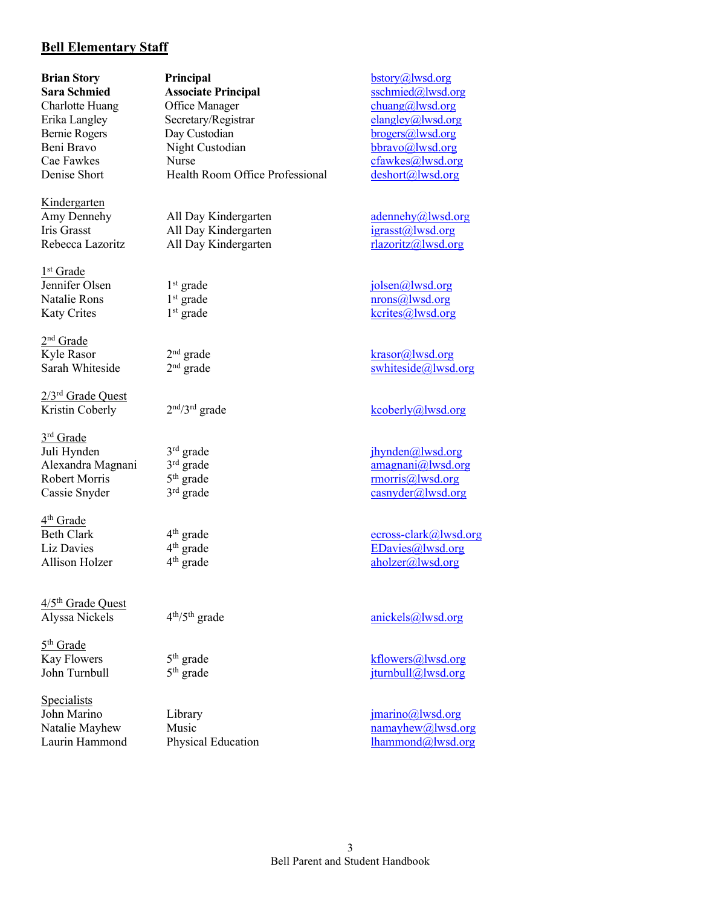## Bell Elementary Staff

| | | |
|---|---|---|
| **Brian Story** | **Principal** | bstory@lwsd.org |
| **Sara Schmied** | **Associate Principal** | sschmied@lwsd.org |
| Charlotte Huang | Office Manager | chuang@lwsd.org |
| Erika Langley | Secretary/Registrar | elangley@lwsd.org |
| Bernie Rogers | Day Custodian | brogers@lwsd.org |
| Beni Bravo | Night Custodian | bbravo@lwsd.org |
| Cae Fawkes | Nurse | cfawkes@lwsd.org |
| Denise Short | Health Room Office Professional | deshort@lwsd.org |
| | | |
| Kindergarten | | |
| Amy Dennehy | All Day Kindergarten | adennehy@lwsd.org |
| Iris Grasst | All Day Kindergarten | igrasst@lwsd.org |
| Rebecca Lazoritz | All Day Kindergarten | rlazoritz@lwsd.org |
| | | |
| 1st Grade | | |
| Jennifer Olsen | 1st grade | jolsen@lwsd.org |
| Natalie Rons | 1st grade | nrons@lwsd.org |
| Katy Crites | 1st grade | kcrites@lwsd.org |
| | | |
| 2nd Grade | | |
| Kyle Rasor | 2nd grade | krasor@lwsd.org |
| Sarah Whiteside | 2nd grade | swhiteside@lwsd.org |
| | | |
| 2/3rd Grade Quest | | |
| Kristin Coberly | 2nd/3rd grade | kcoberly@lwsd.org |
| | | |
| 3rd Grade | | |
| Juli Hynden | 3rd grade | jhynden@lwsd.org |
| Alexandra Magnani | 3rd grade | amagnani@lwsd.org |
| Robert Morris | 5th grade | rmorris@lwsd.org |
| Cassie Snyder | 3rd grade | casnyder@lwsd.org |
| | | |
| 4th Grade | | |
| Beth Clark | 4th grade | ecross-clark@lwsd.org |
| Liz Davies | 4th grade | EDavies@lwsd.org |
| Allison Holzer | 4th grade | aholzer@lwsd.org |
| | | |
| 4/5th Grade Quest | | |
| Alyssa Nickels | 4th/5th grade | anickels@lwsd.org |
| | | |
| 5th Grade | | |
| Kay Flowers | 5th grade | kflowers@lwsd.org |
| John Turnbull | 5th grade | jturnbull@lwsd.org |
| | | |
| Specialists | | |
| John Marino | Library | jmarino@lwsd.org |
| Natalie Mayhew | Music | namayhew@lwsd.org |
| Laurin Hammond | Physical Education | lhammond@lwsd.org |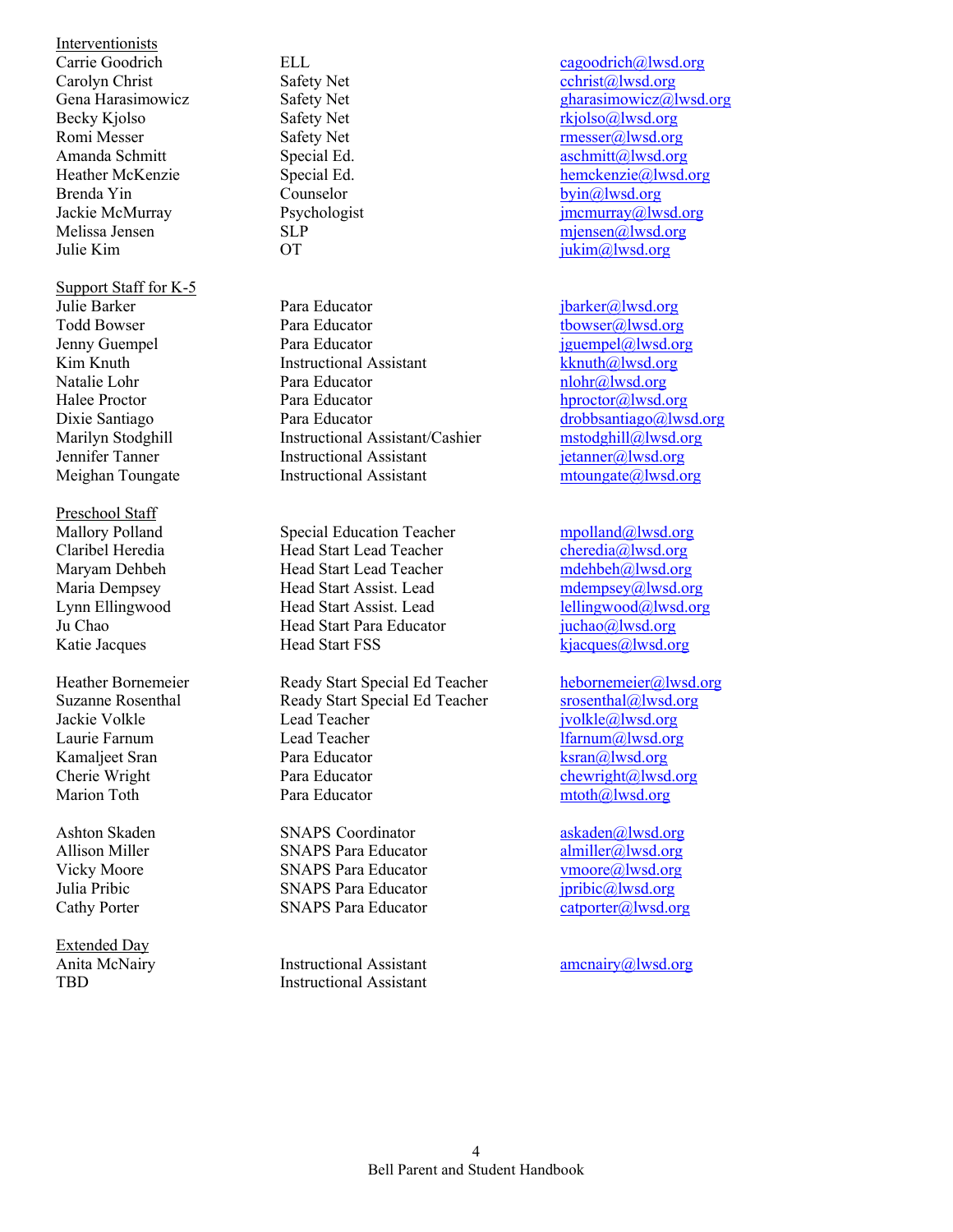<u>Interventionists</u>

| | | |
|---|---|---|
| Carrie Goodrich | ELL | cagoodrich@lwsd.org |
| Carolyn Christ | Safety Net | cchrist@lwsd.org |
| Gena Harasimowicz | Safety Net | gharasimowicz@lwsd.org |
| Becky Kjolso | Safety Net | rkjolso@lwsd.org |
| Romi Messer | Safety Net | rmesser@lwsd.org |
| Amanda Schmitt | Special Ed. | aschmitt@lwsd.org |
| Heather McKenzie | Special Ed. | hemckenzie@lwsd.org |
| Brenda Yin | Counselor | byin@lwsd.org |
| Jackie McMurray | Psychologist | jmcmurray@lwsd.org |
| Melissa Jensen | SLP | mjensen@lwsd.org |
| Julie Kim | OT | jukim@lwsd.org |

<u>Support Staff for K-5</u>

| | | |
|---|---|---|
| Julie Barker | Para Educator | jbarker@lwsd.org |
| Todd Bowser | Para Educator | tbowser@lwsd.org |
| Jenny Guempel | Para Educator | jguempel@lwsd.org |
| Kim Knuth | Instructional Assistant | kknuth@lwsd.org |
| Natalie Lohr | Para Educator | nlohr@lwsd.org |
| Halee Proctor | Para Educator | hproctor@lwsd.org |
| Dixie Santiago | Para Educator | drobbsantiago@lwsd.org |
| Marilyn Stodghill | Instructional Assistant/Cashier | mstodghill@lwsd.org |
| Jennifer Tanner | Instructional Assistant | jetanner@lwsd.org |
| Meighan Toungate | Instructional Assistant | mtoungate@lwsd.org |

<u>Preschool Staff</u>

| | | |
|---|---|---|
| Mallory Polland | Special Education Teacher | mpolland@lwsd.org |
| Claribel Heredia | Head Start Lead Teacher | cheredia@lwsd.org |
| Maryam Dehbeh | Head Start Lead Teacher | mdehbeh@lwsd.org |
| Maria Dempsey | Head Start Assist. Lead | mdempsey@lwsd.org |
| Lynn Ellingwood | Head Start Assist. Lead | lellingwood@lwsd.org |
| Ju Chao | Head Start Para Educator | juchao@lwsd.org |
| Katie Jacques | Head Start FSS | kjacques@lwsd.org |
| | | |
| Heather Bornemeier | Ready Start Special Ed Teacher | hebornemeier@lwsd.org |
| Suzanne Rosenthal | Ready Start Special Ed Teacher | srosenthal@lwsd.org |
| Jackie Volkle | Lead Teacher | jvolkle@lwsd.org |
| Laurie Farnum | Lead Teacher | lfarnum@lwsd.org |
| Kamaljeet Sran | Para Educator | ksran@lwsd.org |
| Cherie Wright | Para Educator | chewright@lwsd.org |
| Marion Toth | Para Educator | mtoth@lwsd.org |
| | | |
| Ashton Skaden | SNAPS Coordinator | askaden@lwsd.org |
| Allison Miller | SNAPS Para Educator | almiller@lwsd.org |
| Vicky Moore | SNAPS Para Educator | vmoore@lwsd.org |
| Julia Pribic | SNAPS Para Educator | jpribic@lwsd.org |
| Cathy Porter | SNAPS Para Educator | catporter@lwsd.org |

<u>Extended Day</u>

| | | |
|---|---|---|
| Anita McNairy | Instructional Assistant | amcnairy@lwsd.org |
| TBD | Instructional Assistant | |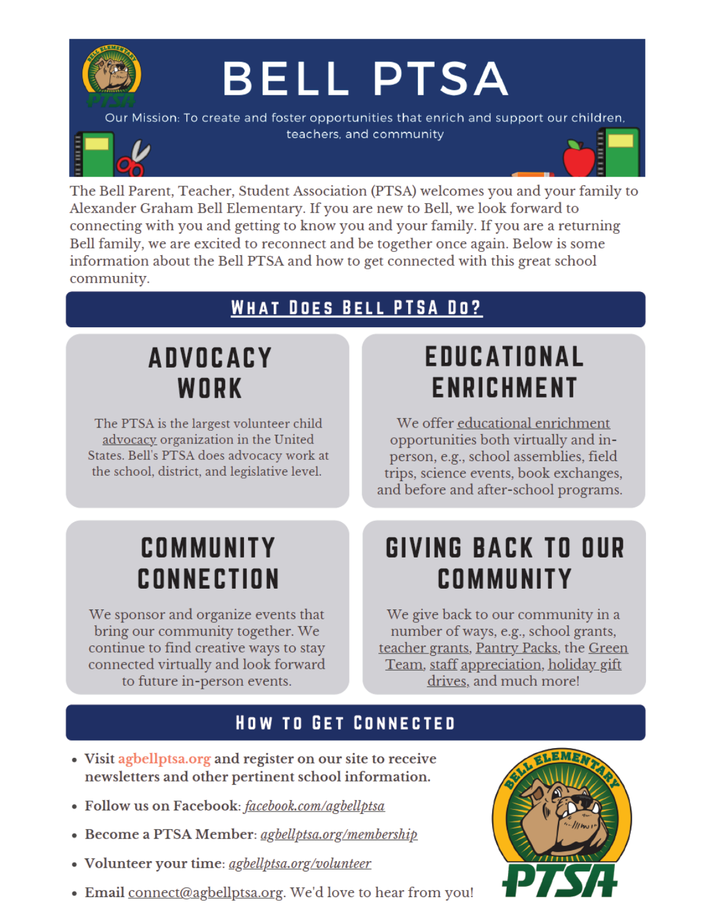# BELL PTSA

Our Mission: To create and foster opportunities that enrich and support our children, teachers, and community

The Bell Parent, Teacher, Student Association (PTSA) welcomes you and your family to Alexander Graham Bell Elementary. If you are new to Bell, we look forward to connecting with you and getting to know you and your family. If you are a returning Bell family, we are excited to reconnect and be together once again. Below is some information about the Bell PTSA and how to get connected with this great school community.

## What Does Bell PTSA Do?

### ADVOCACY WORK

The PTSA is the largest volunteer child advocacy organization in the United States. Bell's PTSA does advocacy work at the school, district, and legislative level.

### EDUCATIONAL ENRICHMENT

We offer educational enrichment opportunities both virtually and in-person, e.g., school assemblies, field trips, science events, book exchanges, and before and after-school programs.

### COMMUNITY CONNECTION

We sponsor and organize events that bring our community together. We continue to find creative ways to stay connected virtually and look forward to future in-person events.

### GIVING BACK TO OUR COMMUNITY

We give back to our community in a number of ways, e.g., school grants, teacher grants, Pantry Packs, the Green Team, staff appreciation, holiday gift drives, and much more!

## How to Get Connected

- **Visit agbellptsa.org and register on our site to receive newsletters and other pertinent school information.**
- **Follow us on Facebook:** *facebook.com/agbellptsa*
- **Become a PTSA Member:** *agbellptsa.org/membership*
- **Volunteer your time:** *agbellptsa.org/volunteer*
- **Email** connect@agbellptsa.org. We'd love to hear from you!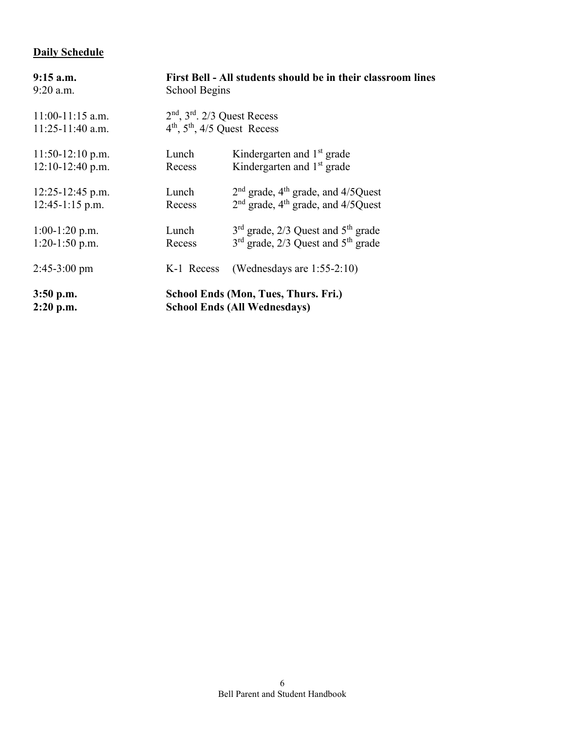**Daily Schedule**

| | | |
|---|---|---|
| **9:15 a.m.** | **First Bell - All students should be in their classroom lines** | |
| 9:20 a.m. | School Begins | |
| 11:00-11:15 a.m. | 2nd, 3rd. 2/3 Quest Recess | |
| 11:25-11:40 a.m. | 4th, 5th, 4/5 Quest Recess | |
| 11:50-12:10 p.m. | Lunch | Kindergarten and 1st grade |
| 12:10-12:40 p.m. | Recess | Kindergarten and 1st grade |
| 12:25-12:45 p.m. | Lunch | 2nd grade, 4th grade, and 4/5Quest |
| 12:45-1:15 p.m. | Recess | 2nd grade, 4th grade, and 4/5Quest |
| 1:00-1:20 p.m. | Lunch | 3rd grade, 2/3 Quest and 5th grade |
| 1:20-1:50 p.m. | Recess | 3rd grade, 2/3 Quest and 5th grade |
| 2:45-3:00 pm | K-1 Recess | (Wednesdays are 1:55-2:10) |
| **3:50 p.m.** | **School Ends (Mon, Tues, Thurs. Fri.)** | |
| **2:20 p.m.** | **School Ends (All Wednesdays)** | |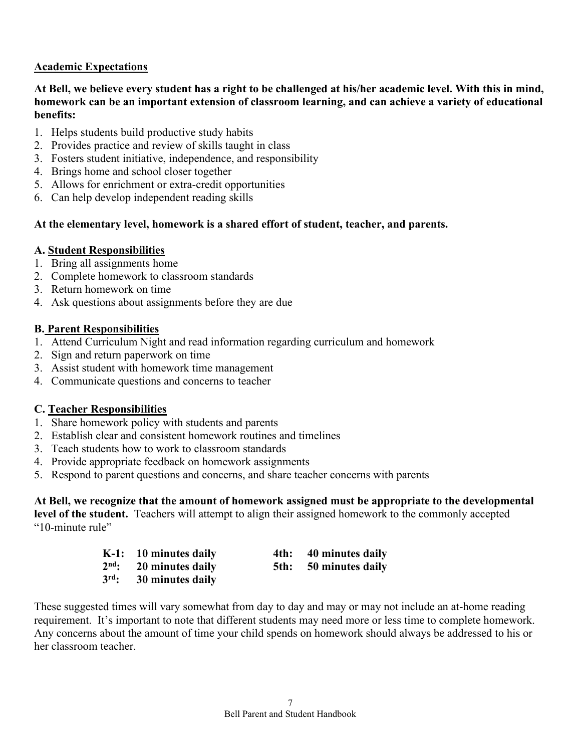## Academic Expectations

**At Bell, we believe every student has a right to be challenged at his/her academic level. With this in mind, homework can be an important extension of classroom learning, and can achieve a variety of educational benefits:**

1. Helps students build productive study habits
2. Provides practice and review of skills taught in class
3. Fosters student initiative, independence, and responsibility
4. Brings home and school closer together
5. Allows for enrichment or extra-credit opportunities
6. Can help develop independent reading skills

**At the elementary level, homework is a shared effort of student, teacher, and parents.**

### A. Student Responsibilities

1. Bring all assignments home
2. Complete homework to classroom standards
3. Return homework on time
4. Ask questions about assignments before they are due

### B. Parent Responsibilities

1. Attend Curriculum Night and read information regarding curriculum and homework
2. Sign and return paperwork on time
3. Assist student with homework time management
4. Communicate questions and concerns to teacher

### C. Teacher Responsibilities

1. Share homework policy with students and parents
2. Establish clear and consistent homework routines and timelines
3. Teach students how to work to classroom standards
4. Provide appropriate feedback on homework assignments
5. Respond to parent questions and concerns, and share teacher concerns with parents

**At Bell, we recognize that the amount of homework assigned must be appropriate to the developmental level of the student.** Teachers will attempt to align their assigned homework to the commonly accepted "10-minute rule"

- **K-1: 10 minutes daily**
- **2nd: 20 minutes daily**
- **3rd: 30 minutes daily**
- **4th: 40 minutes daily**
- **5th: 50 minutes daily**

These suggested times will vary somewhat from day to day and may or may not include an at-home reading requirement. It's important to note that different students may need more or less time to complete homework. Any concerns about the amount of time your child spends on homework should always be addressed to his or her classroom teacher.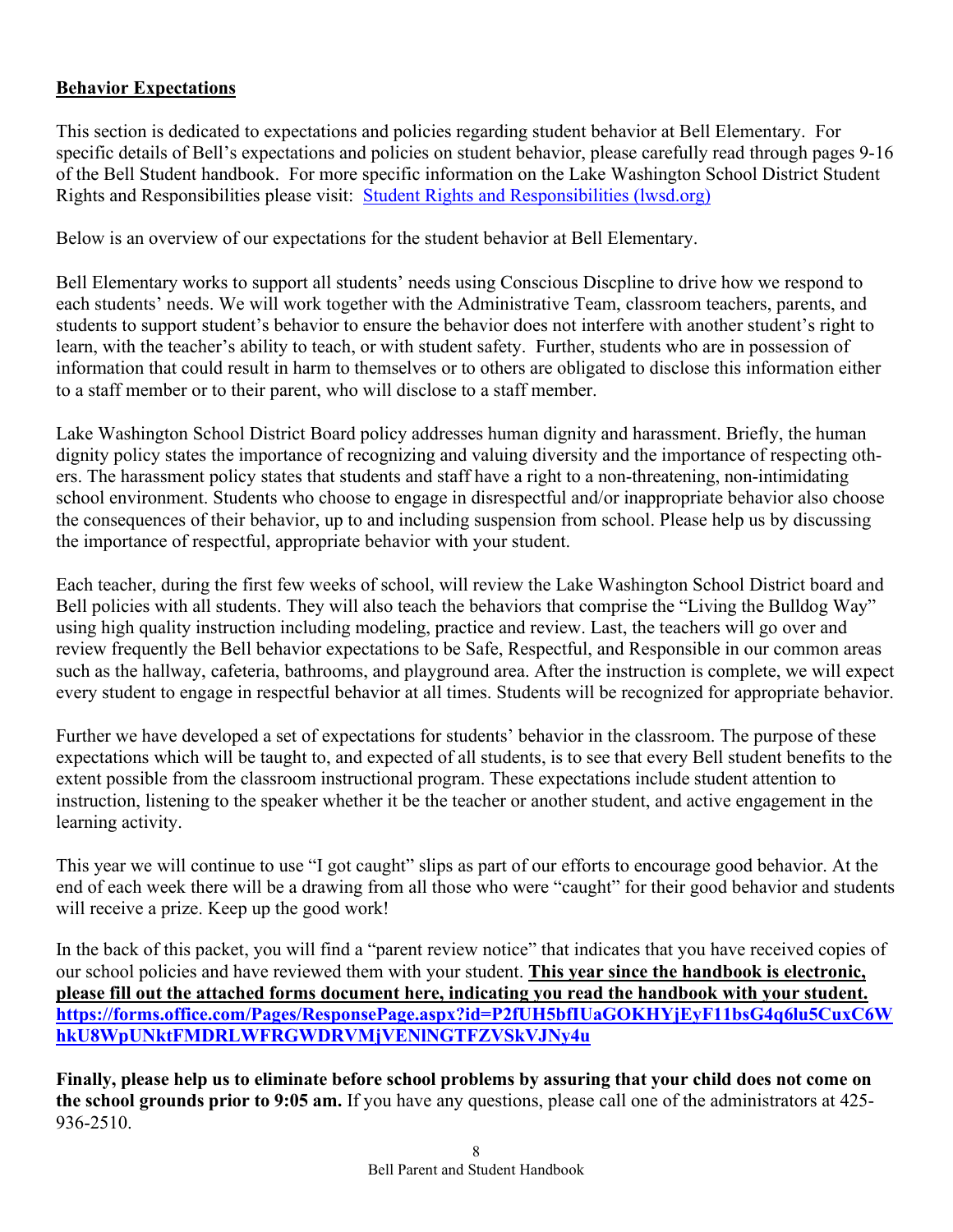## Behavior Expectations

This section is dedicated to expectations and policies regarding student behavior at Bell Elementary. For specific details of Bell's expectations and policies on student behavior, please carefully read through pages 9-16 of the Bell Student handbook. For more specific information on the Lake Washington School District Student Rights and Responsibilities please visit: [Student Rights and Responsibilities (lwsd.org)](lwsd.org)

Below is an overview of our expectations for the student behavior at Bell Elementary.

Bell Elementary works to support all students' needs using Conscious Discpline to drive how we respond to each students' needs. We will work together with the Administrative Team, classroom teachers, parents, and students to support student's behavior to ensure the behavior does not interfere with another student's right to learn, with the teacher's ability to teach, or with student safety. Further, students who are in possession of information that could result in harm to themselves or to others are obligated to disclose this information either to a staff member or to their parent, who will disclose to a staff member.

Lake Washington School District Board policy addresses human dignity and harassment. Briefly, the human dignity policy states the importance of recognizing and valuing diversity and the importance of respecting others. The harassment policy states that students and staff have a right to a non-threatening, non-intimidating school environment. Students who choose to engage in disrespectful and/or inappropriate behavior also choose the consequences of their behavior, up to and including suspension from school. Please help us by discussing the importance of respectful, appropriate behavior with your student.

Each teacher, during the first few weeks of school, will review the Lake Washington School District board and Bell policies with all students. They will also teach the behaviors that comprise the "Living the Bulldog Way" using high quality instruction including modeling, practice and review. Last, the teachers will go over and review frequently the Bell behavior expectations to be Safe, Respectful, and Responsible in our common areas such as the hallway, cafeteria, bathrooms, and playground area. After the instruction is complete, we will expect every student to engage in respectful behavior at all times. Students will be recognized for appropriate behavior.

Further we have developed a set of expectations for students' behavior in the classroom. The purpose of these expectations which will be taught to, and expected of all students, is to see that every Bell student benefits to the extent possible from the classroom instructional program. These expectations include student attention to instruction, listening to the speaker whether it be the teacher or another student, and active engagement in the learning activity.

This year we will continue to use "I got caught" slips as part of our efforts to encourage good behavior. At the end of each week there will be a drawing from all those who were "caught" for their good behavior and students will receive a prize. Keep up the good work!

In the back of this packet, you will find a "parent review notice" that indicates that you have received copies of our school policies and have reviewed them with your student. **This year since the handbook is electronic, please fill out the attached forms document here, indicating you read the handbook with your student. https://forms.office.com/Pages/ResponsePage.aspx?id=P2fUH5bfIUaGOKHYjEyF11bsG4q6lu5CuxC6WhkU8WpUNktFMDRLWFRGWDRVMjVENlNGTFZVSkVJNy4u**

**Finally, please help us to eliminate before school problems by assuring that your child does not come on the school grounds prior to 9:05 am.** If you have any questions, please call one of the administrators at 425-936-2510.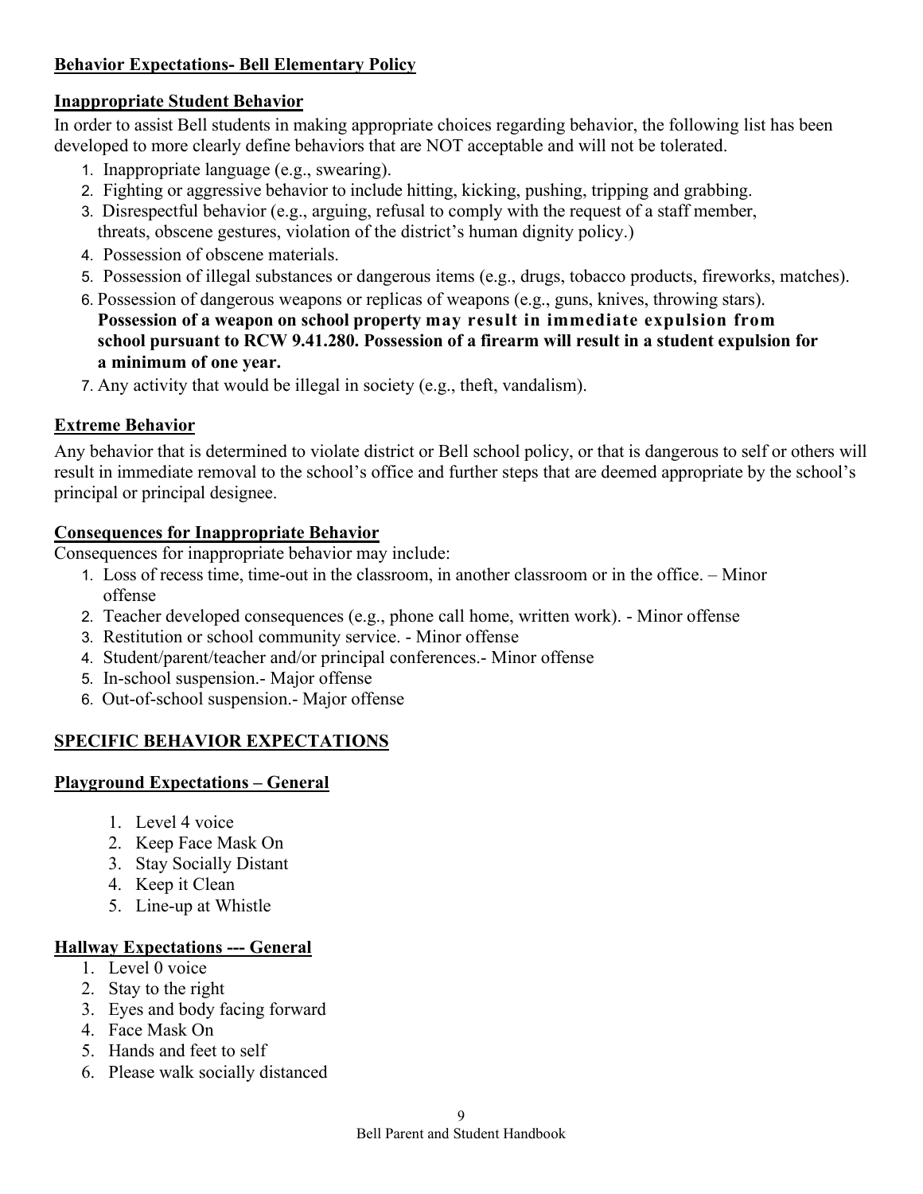## Behavior Expectations- Bell Elementary Policy

### Inappropriate Student Behavior

In order to assist Bell students in making appropriate choices regarding behavior, the following list has been developed to more clearly define behaviors that are NOT acceptable and will not be tolerated.

1. Inappropriate language (e.g., swearing).
2. Fighting or aggressive behavior to include hitting, kicking, pushing, tripping and grabbing.
3. Disrespectful behavior (e.g., arguing, refusal to comply with the request of a staff member, threats, obscene gestures, violation of the district's human dignity policy.)
4. Possession of obscene materials.
5. Possession of illegal substances or dangerous items (e.g., drugs, tobacco products, fireworks, matches).
6. Possession of dangerous weapons or replicas of weapons (e.g., guns, knives, throwing stars). **Possession of a weapon on school property may result in immediate expulsion from school pursuant to RCW 9.41.280. Possession of a firearm will result in a student expulsion for a minimum of one year.**
7. Any activity that would be illegal in society (e.g., theft, vandalism).

### Extreme Behavior

Any behavior that is determined to violate district or Bell school policy, or that is dangerous to self or others will result in immediate removal to the school's office and further steps that are deemed appropriate by the school's principal or principal designee.

### Consequences for Inappropriate Behavior

Consequences for inappropriate behavior may include:

1. Loss of recess time, time-out in the classroom, in another classroom or in the office. – Minor offense
2. Teacher developed consequences (e.g., phone call home, written work). - Minor offense
3. Restitution or school community service. - Minor offense
4. Student/parent/teacher and/or principal conferences.- Minor offense
5. In-school suspension.- Major offense
6. Out-of-school suspension.- Major offense

## SPECIFIC BEHAVIOR EXPECTATIONS

### Playground Expectations – General

1. Level 4 voice
2. Keep Face Mask On
3. Stay Socially Distant
4. Keep it Clean
5. Line-up at Whistle

### Hallway Expectations --- General

1. Level 0 voice
2. Stay to the right
3. Eyes and body facing forward
4. Face Mask On
5. Hands and feet to self
6. Please walk socially distanced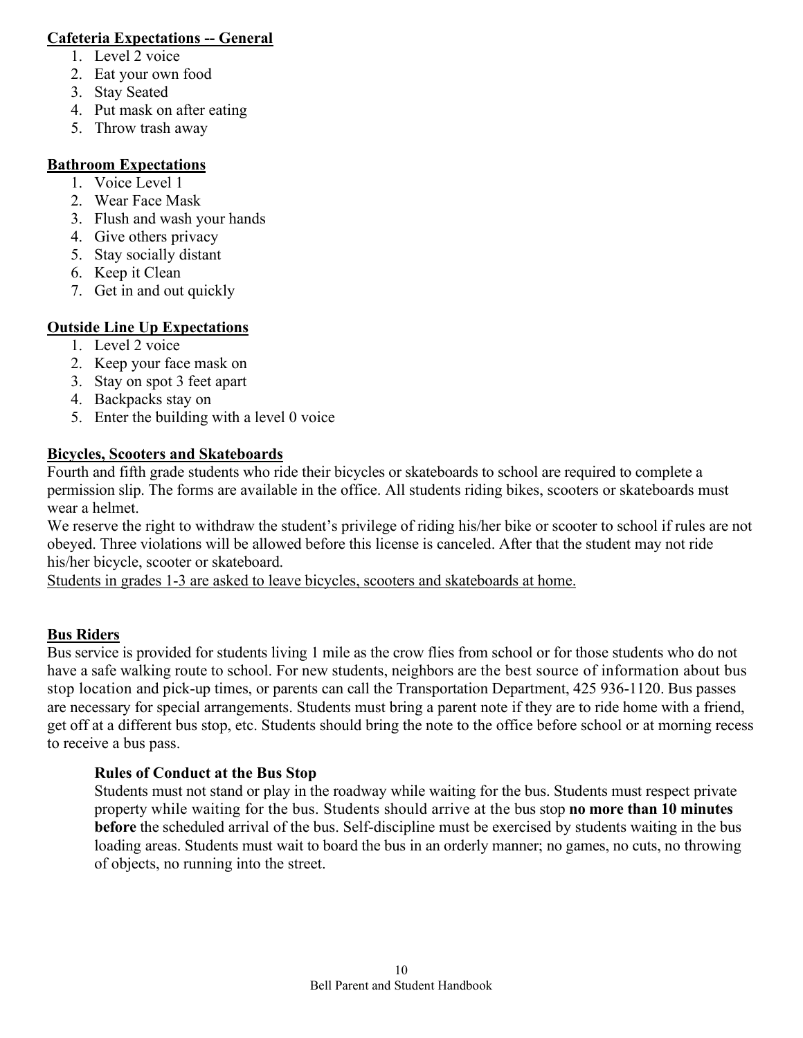## Cafeteria Expectations -- General

1. Level 2 voice
2. Eat your own food
3. Stay Seated
4. Put mask on after eating
5. Throw trash away

## Bathroom Expectations

1. Voice Level 1
2. Wear Face Mask
3. Flush and wash your hands
4. Give others privacy
5. Stay socially distant
6. Keep it Clean
7. Get in and out quickly

## Outside Line Up Expectations

1. Level 2 voice
2. Keep your face mask on
3. Stay on spot 3 feet apart
4. Backpacks stay on
5. Enter the building with a level 0 voice

## Bicycles, Scooters and Skateboards

Fourth and fifth grade students who ride their bicycles or skateboards to school are required to complete a permission slip. The forms are available in the office. All students riding bikes, scooters or skateboards must wear a helmet.

We reserve the right to withdraw the student's privilege of riding his/her bike or scooter to school if rules are not obeyed. Three violations will be allowed before this license is canceled. After that the student may not ride his/her bicycle, scooter or skateboard.

<u>Students in grades 1-3 are asked to leave bicycles, scooters and skateboards at home.</u>

## Bus Riders

Bus service is provided for students living 1 mile as the crow flies from school or for those students who do not have a safe walking route to school. For new students, neighbors are the best source of information about bus stop location and pick-up times, or parents can call the Transportation Department, 425 936-1120. Bus passes are necessary for special arrangements. Students must bring a parent note if they are to ride home with a friend, get off at a different bus stop, etc. Students should bring the note to the office before school or at morning recess to receive a bus pass.

### Rules of Conduct at the Bus Stop

Students must not stand or play in the roadway while waiting for the bus. Students must respect private property while waiting for the bus. Students should arrive at the bus stop **no more than 10 minutes before** the scheduled arrival of the bus. Self-discipline must be exercised by students waiting in the bus loading areas. Students must wait to board the bus in an orderly manner; no games, no cuts, no throwing of objects, no running into the street.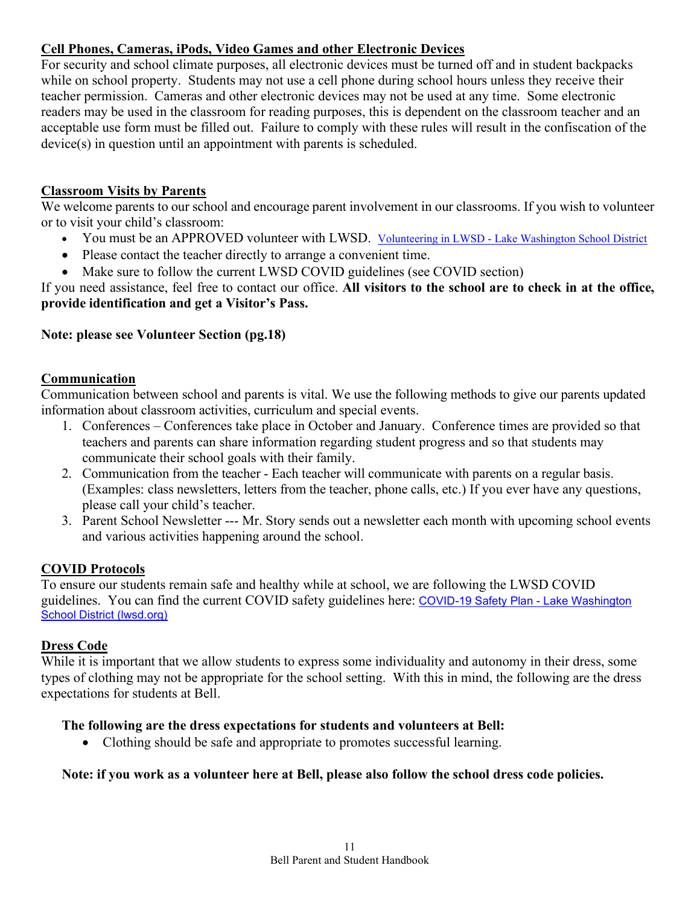## Cell Phones, Cameras, iPods, Video Games and other Electronic Devices

For security and school climate purposes, all electronic devices must be turned off and in student backpacks while on school property. Students may not use a cell phone during school hours unless they receive their teacher permission. Cameras and other electronic devices may not be used at any time. Some electronic readers may be used in the classroom for reading purposes, this is dependent on the classroom teacher and an acceptable use form must be filled out. Failure to comply with these rules will result in the confiscation of the device(s) in question until an appointment with parents is scheduled.

## Classroom Visits by Parents

We welcome parents to our school and encourage parent involvement in our classrooms. If you wish to volunteer or to visit your child's classroom:

- You must be an APPROVED volunteer with LWSD. [Volunteering in LWSD - Lake Washington School District]
- Please contact the teacher directly to arrange a convenient time.
- Make sure to follow the current LWSD COVID guidelines (see COVID section)

If you need assistance, feel free to contact our office. **All visitors to the school are to check in at the office, provide identification and get a Visitor's Pass.**

**Note: please see Volunteer Section (pg.18)**

## Communication

Communication between school and parents is vital. We use the following methods to give our parents updated information about classroom activities, curriculum and special events.

1. Conferences – Conferences take place in October and January. Conference times are provided so that teachers and parents can share information regarding student progress and so that students may communicate their school goals with their family.
2. Communication from the teacher - Each teacher will communicate with parents on a regular basis. (Examples: class newsletters, letters from the teacher, phone calls, etc.) If you ever have any questions, please call your child's teacher.
3. Parent School Newsletter --- Mr. Story sends out a newsletter each month with upcoming school events and various activities happening around the school.

## COVID Protocols

To ensure our students remain safe and healthy while at school, we are following the LWSD COVID guidelines. You can find the current COVID safety guidelines here: [COVID-19 Safety Plan - Lake Washington School District (lwsd.org)]

## Dress Code

While it is important that we allow students to express some individuality and autonomy in their dress, some types of clothing may not be appropriate for the school setting. With this in mind, the following are the dress expectations for students at Bell.

**The following are the dress expectations for students and volunteers at Bell:**

- Clothing should be safe and appropriate to promotes successful learning.

**Note: if you work as a volunteer here at Bell, please also follow the school dress code policies.**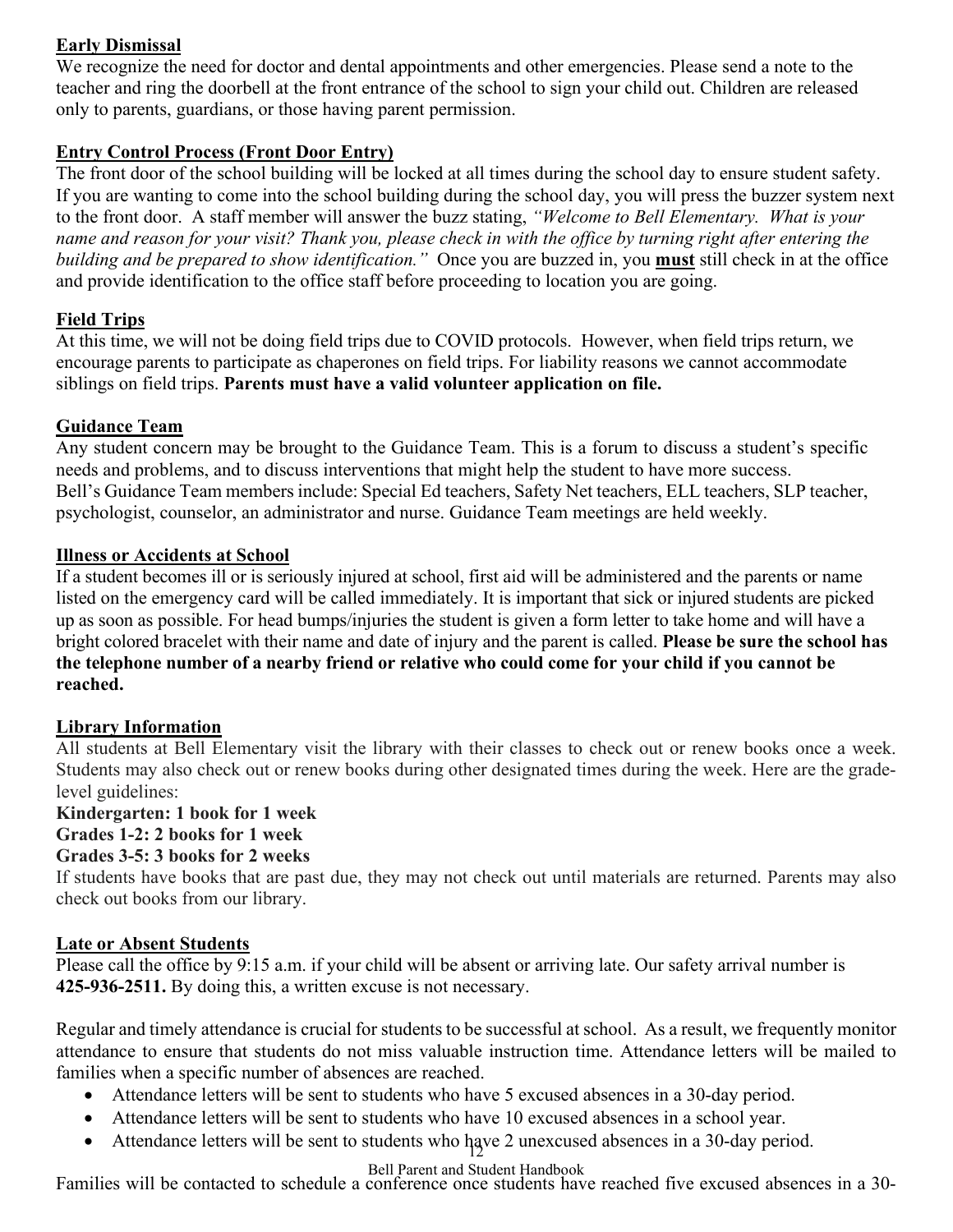**Early Dismissal**

We recognize the need for doctor and dental appointments and other emergencies. Please send a note to the teacher and ring the doorbell at the front entrance of the school to sign your child out. Children are released only to parents, guardians, or those having parent permission.

**Entry Control Process (Front Door Entry)**

The front door of the school building will be locked at all times during the school day to ensure student safety. If you are wanting to come into the school building during the school day, you will press the buzzer system next to the front door. A staff member will answer the buzz stating, *"Welcome to Bell Elementary. What is your name and reason for your visit? Thank you, please check in with the office by turning right after entering the building and be prepared to show identification."* Once you are buzzed in, you **must** still check in at the office and provide identification to the office staff before proceeding to location you are going.

**Field Trips**

At this time, we will not be doing field trips due to COVID protocols. However, when field trips return, we encourage parents to participate as chaperones on field trips. For liability reasons we cannot accommodate siblings on field trips. **Parents must have a valid volunteer application on file.**

**Guidance Team**

Any student concern may be brought to the Guidance Team. This is a forum to discuss a student's specific needs and problems, and to discuss interventions that might help the student to have more success. Bell's Guidance Team members include: Special Ed teachers, Safety Net teachers, ELL teachers, SLP teacher, psychologist, counselor, an administrator and nurse. Guidance Team meetings are held weekly.

**Illness or Accidents at School**

If a student becomes ill or is seriously injured at school, first aid will be administered and the parents or name listed on the emergency card will be called immediately. It is important that sick or injured students are picked up as soon as possible. For head bumps/injuries the student is given a form letter to take home and will have a bright colored bracelet with their name and date of injury and the parent is called. **Please be sure the school has the telephone number of a nearby friend or relative who could come for your child if you cannot be reached.**

**Library Information**

All students at Bell Elementary visit the library with their classes to check out or renew books once a week. Students may also check out or renew books during other designated times during the week. Here are the grade-level guidelines:

**Kindergarten: 1 book for 1 week**
**Grades 1-2: 2 books for 1 week**
**Grades 3-5: 3 books for 2 weeks**

If students have books that are past due, they may not check out until materials are returned. Parents may also check out books from our library.

**Late or Absent Students**

Please call the office by 9:15 a.m. if your child will be absent or arriving late. Our safety arrival number is **425-936-2511.** By doing this, a written excuse is not necessary.

Regular and timely attendance is crucial for students to be successful at school. As a result, we frequently monitor attendance to ensure that students do not miss valuable instruction time. Attendance letters will be mailed to families when a specific number of absences are reached.

- Attendance letters will be sent to students who have 5 excused absences in a 30-day period.
- Attendance letters will be sent to students who have 10 excused absences in a school year.
- Attendance letters will be sent to students who have 2 unexcused absences in a 30-day period.

Families will be contacted to schedule a conference once students have reached five excused absences in a 30-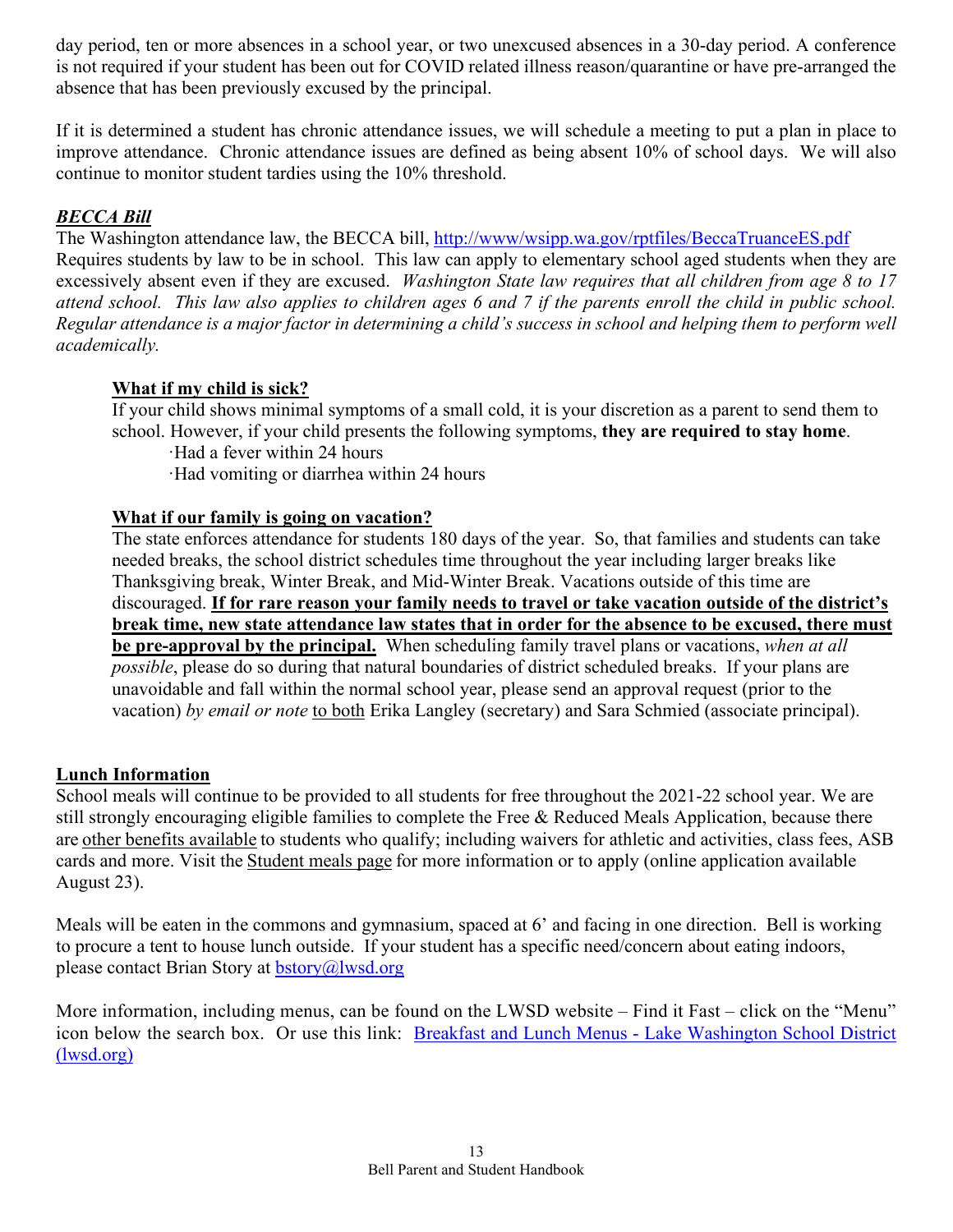day period, ten or more absences in a school year, or two unexcused absences in a 30-day period. A conference is not required if your student has been out for COVID related illness reason/quarantine or have pre-arranged the absence that has been previously excused by the principal.

If it is determined a student has chronic attendance issues, we will schedule a meeting to put a plan in place to improve attendance. Chronic attendance issues are defined as being absent 10% of school days. We will also continue to monitor student tardies using the 10% threshold.

***BECCA Bill***

The Washington attendance law, the BECCA bill, http://www/wsipp.wa.gov/rptfiles/BeccaTruanceES.pdf Requires students by law to be in school. This law can apply to elementary school aged students when they are excessively absent even if they are excused. *Washington State law requires that all children from age 8 to 17 attend school. This law also applies to children ages 6 and 7 if the parents enroll the child in public school. Regular attendance is a major factor in determining a child's success in school and helping them to perform well academically.*

**What if my child is sick?**

If your child shows minimal symptoms of a small cold, it is your discretion as a parent to send them to school. However, if your child presents the following symptoms, **they are required to stay home**.

- Had a fever within 24 hours
- Had vomiting or diarrhea within 24 hours

**What if our family is going on vacation?**

The state enforces attendance for students 180 days of the year. So, that families and students can take needed breaks, the school district schedules time throughout the year including larger breaks like Thanksgiving break, Winter Break, and Mid-Winter Break. Vacations outside of this time are discouraged. **If for rare reason your family needs to travel or take vacation outside of the district's break time, new state attendance law states that in order for the absence to be excused, there must be pre-approval by the principal.** When scheduling family travel plans or vacations, *when at all possible*, please do so during that natural boundaries of district scheduled breaks. If your plans are unavoidable and fall within the normal school year, please send an approval request (prior to the vacation) *by email or note* to both Erika Langley (secretary) and Sara Schmied (associate principal).

**Lunch Information**

School meals will continue to be provided to all students for free throughout the 2021-22 school year. We are still strongly encouraging eligible families to complete the Free & Reduced Meals Application, because there are other benefits available to students who qualify; including waivers for athletic and activities, class fees, ASB cards and more. Visit the Student meals page for more information or to apply (online application available August 23).

Meals will be eaten in the commons and gymnasium, spaced at 6' and facing in one direction. Bell is working to procure a tent to house lunch outside. If your student has a specific need/concern about eating indoors, please contact Brian Story at bstory@lwsd.org

More information, including menus, can be found on the LWSD website – Find it Fast – click on the "Menu" icon below the search box. Or use this link: Breakfast and Lunch Menus - Lake Washington School District (lwsd.org)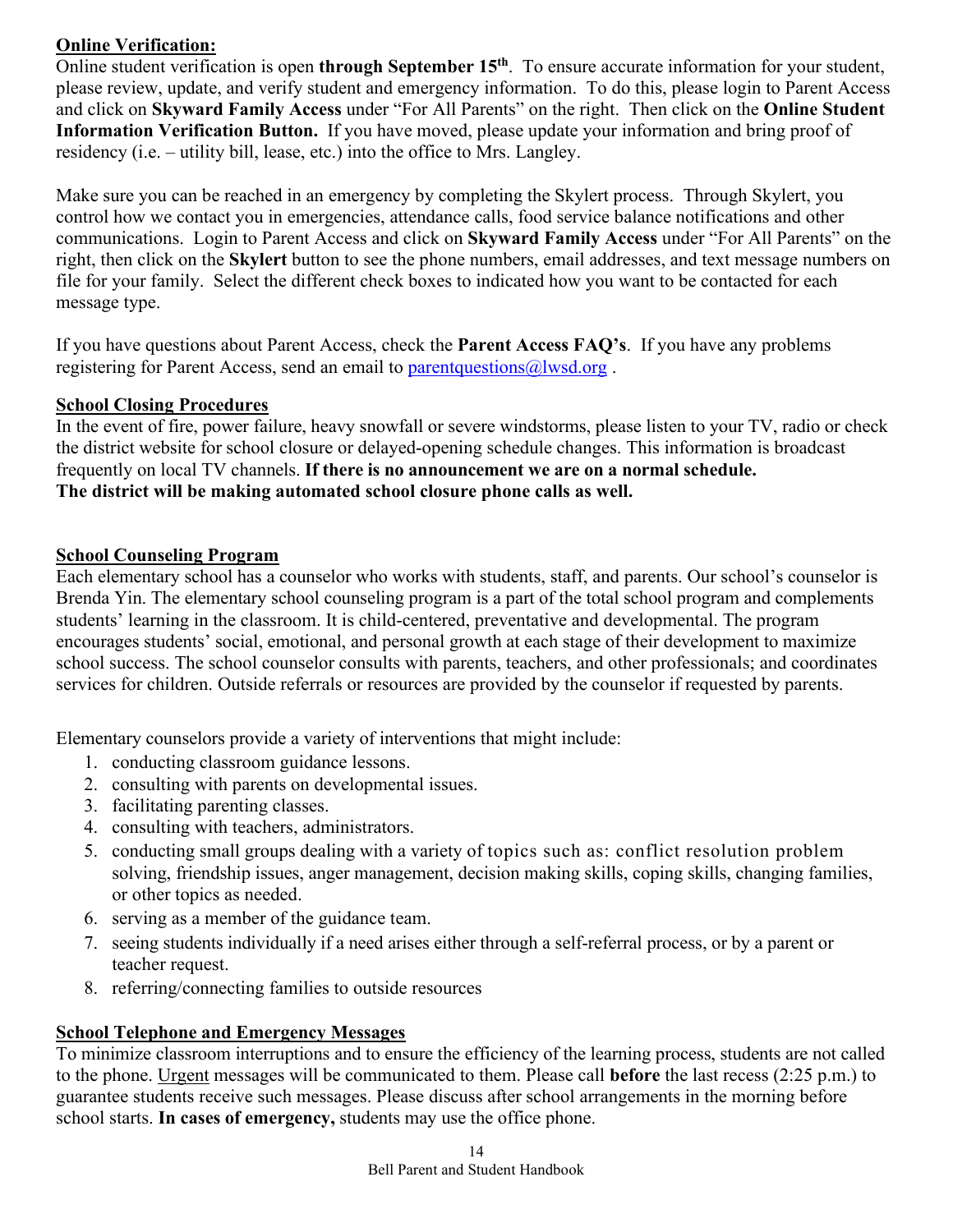## Online Verification:

Online student verification is open **through September 15th**. To ensure accurate information for your student, please review, update, and verify student and emergency information. To do this, please login to Parent Access and click on **Skyward Family Access** under "For All Parents" on the right. Then click on the **Online Student Information Verification Button.** If you have moved, please update your information and bring proof of residency (i.e. – utility bill, lease, etc.) into the office to Mrs. Langley.

Make sure you can be reached in an emergency by completing the Skylert process. Through Skylert, you control how we contact you in emergencies, attendance calls, food service balance notifications and other communications. Login to Parent Access and click on **Skyward Family Access** under "For All Parents" on the right, then click on the **Skylert** button to see the phone numbers, email addresses, and text message numbers on file for your family. Select the different check boxes to indicated how you want to be contacted for each message type.

If you have questions about Parent Access, check the **Parent Access FAQ's**. If you have any problems registering for Parent Access, send an email to parentquestions@lwsd.org .

## School Closing Procedures

In the event of fire, power failure, heavy snowfall or severe windstorms, please listen to your TV, radio or check the district website for school closure or delayed-opening schedule changes. This information is broadcast frequently on local TV channels. **If there is no announcement we are on a normal schedule.**
**The district will be making automated school closure phone calls as well.**

## School Counseling Program

Each elementary school has a counselor who works with students, staff, and parents. Our school's counselor is Brenda Yin. The elementary school counseling program is a part of the total school program and complements students' learning in the classroom. It is child-centered, preventative and developmental. The program encourages students' social, emotional, and personal growth at each stage of their development to maximize school success. The school counselor consults with parents, teachers, and other professionals; and coordinates services for children. Outside referrals or resources are provided by the counselor if requested by parents.

Elementary counselors provide a variety of interventions that might include:

1. conducting classroom guidance lessons.
2. consulting with parents on developmental issues.
3. facilitating parenting classes.
4. consulting with teachers, administrators.
5. conducting small groups dealing with a variety of topics such as: conflict resolution problem solving, friendship issues, anger management, decision making skills, coping skills, changing families, or other topics as needed.
6. serving as a member of the guidance team.
7. seeing students individually if a need arises either through a self-referral process, or by a parent or teacher request.
8. referring/connecting families to outside resources

## School Telephone and Emergency Messages

To minimize classroom interruptions and to ensure the efficiency of the learning process, students are not called to the phone. Urgent messages will be communicated to them. Please call **before** the last recess (2:25 p.m.) to guarantee students receive such messages. Please discuss after school arrangements in the morning before school starts. **In cases of emergency,** students may use the office phone.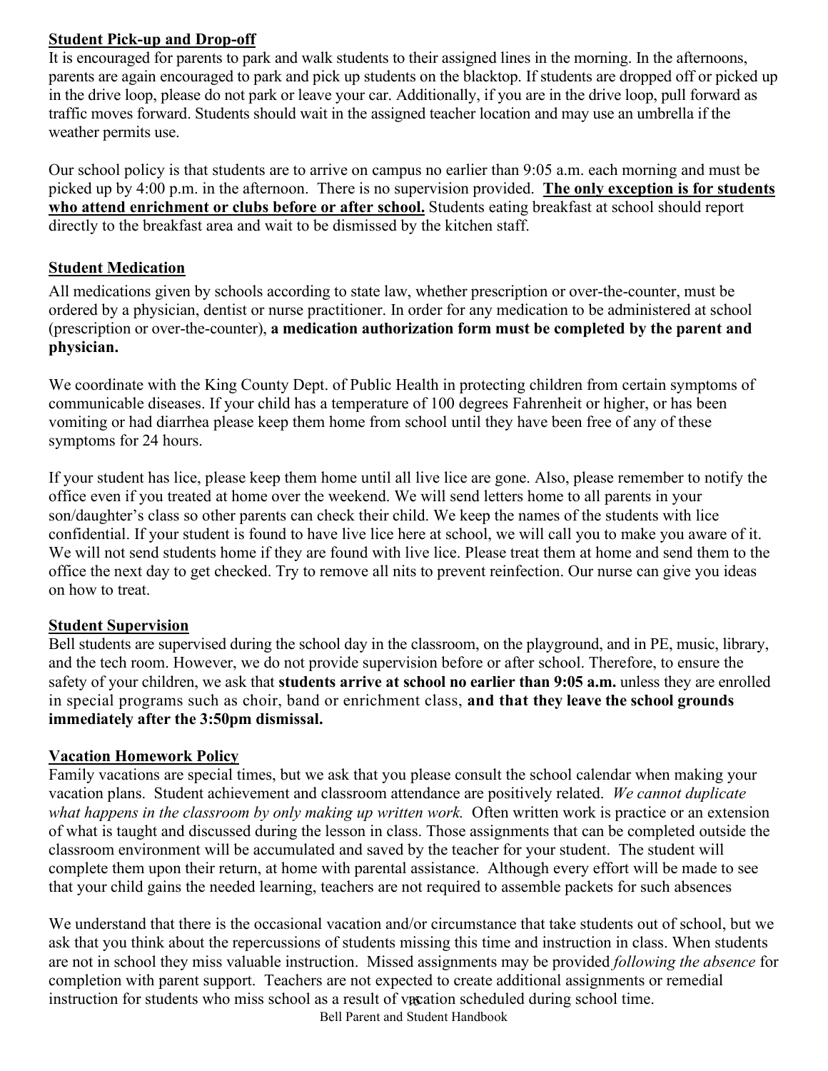**Student Pick-up and Drop-off**

It is encouraged for parents to park and walk students to their assigned lines in the morning. In the afternoons, parents are again encouraged to park and pick up students on the blacktop. If students are dropped off or picked up in the drive loop, please do not park or leave your car. Additionally, if you are in the drive loop, pull forward as traffic moves forward. Students should wait in the assigned teacher location and may use an umbrella if the weather permits use.

Our school policy is that students are to arrive on campus no earlier than 9:05 a.m. each morning and must be picked up by 4:00 p.m. in the afternoon. There is no supervision provided. **The only exception is for students who attend enrichment or clubs before or after school.** Students eating breakfast at school should report directly to the breakfast area and wait to be dismissed by the kitchen staff.

**Student Medication**

All medications given by schools according to state law, whether prescription or over-the-counter, must be ordered by a physician, dentist or nurse practitioner. In order for any medication to be administered at school (prescription or over-the-counter), **a medication authorization form must be completed by the parent and physician.**

We coordinate with the King County Dept. of Public Health in protecting children from certain symptoms of communicable diseases. If your child has a temperature of 100 degrees Fahrenheit or higher, or has been vomiting or had diarrhea please keep them home from school until they have been free of any of these symptoms for 24 hours.

If your student has lice, please keep them home until all live lice are gone. Also, please remember to notify the office even if you treated at home over the weekend. We will send letters home to all parents in your son/daughter's class so other parents can check their child. We keep the names of the students with lice confidential. If your student is found to have live lice here at school, we will call you to make you aware of it. We will not send students home if they are found with live lice. Please treat them at home and send them to the office the next day to get checked. Try to remove all nits to prevent reinfection. Our nurse can give you ideas on how to treat.

**Student Supervision**

Bell students are supervised during the school day in the classroom, on the playground, and in PE, music, library, and the tech room. However, we do not provide supervision before or after school. Therefore, to ensure the safety of your children, we ask that **students arrive at school no earlier than 9:05 a.m.** unless they are enrolled in special programs such as choir, band or enrichment class, **and that they leave the school grounds immediately after the 3:50pm dismissal.**

**Vacation Homework Policy**

Family vacations are special times, but we ask that you please consult the school calendar when making your vacation plans. Student achievement and classroom attendance are positively related. *We cannot duplicate what happens in the classroom by only making up written work.* Often written work is practice or an extension of what is taught and discussed during the lesson in class. Those assignments that can be completed outside the classroom environment will be accumulated and saved by the teacher for your student. The student will complete them upon their return, at home with parental assistance. Although every effort will be made to see that your child gains the needed learning, teachers are not required to assemble packets for such absences

We understand that there is the occasional vacation and/or circumstance that take students out of school, but we ask that you think about the repercussions of students missing this time and instruction in class. When students are not in school they miss valuable instruction. Missed assignments may be provided *following the absence* for completion with parent support. Teachers are not expected to create additional assignments or remedial instruction for students who miss school as a result of vacation scheduled during school time.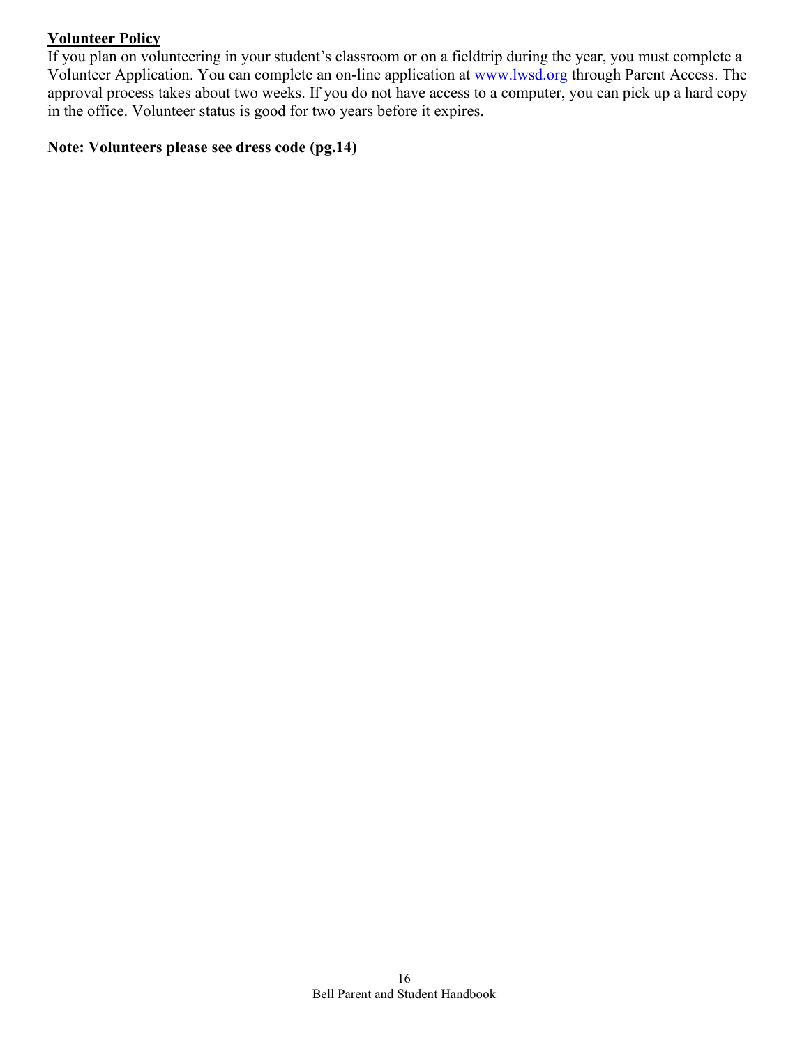## Volunteer Policy

If you plan on volunteering in your student's classroom or on a fieldtrip during the year, you must complete a Volunteer Application. You can complete an on-line application at [www.lwsd.org](http://www.lwsd.org) through Parent Access. The approval process takes about two weeks. If you do not have access to a computer, you can pick up a hard copy in the office. Volunteer status is good for two years before it expires.

**Note: Volunteers please see dress code (pg.14)**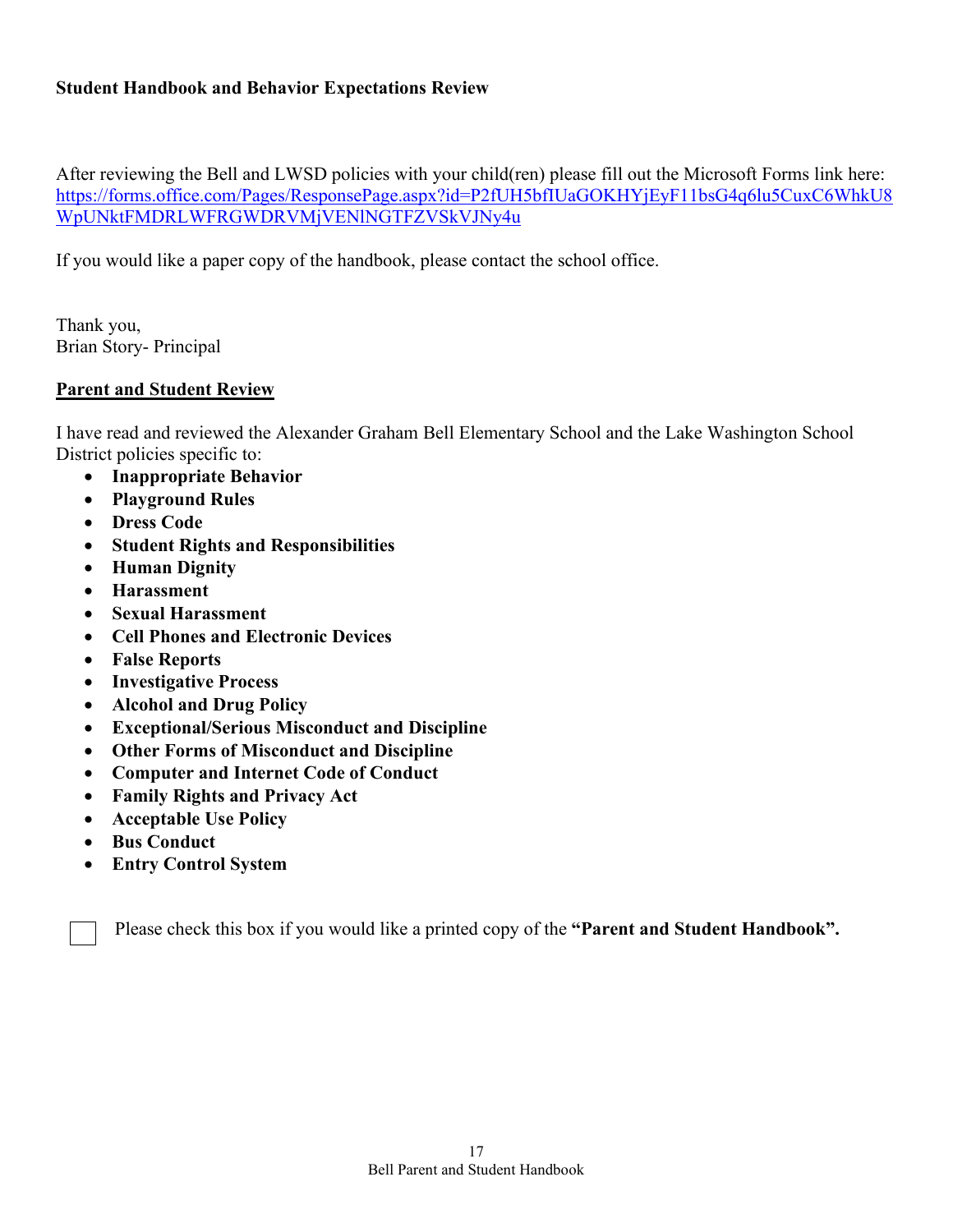**Student Handbook and Behavior Expectations Review**

After reviewing the Bell and LWSD policies with your child(ren) please fill out the Microsoft Forms link here: [https://forms.office.com/Pages/ResponsePage.aspx?id=P2fUH5bfIUaGOKHYjEyF11bsG4q6lu5CuxC6WhkU8WpUNktFMDRLWFRGWDRVMjVENlNGTFZVSkVJNy4u](https://forms.office.com/Pages/ResponsePage.aspx?id=P2fUH5bfIUaGOKHYjEyF11bsG4q6lu5CuxC6WhkU8WpUNktFMDRLWFRGWDRVMjVENlNGTFZVSkVJNy4u)

If you would like a paper copy of the handbook, please contact the school office.

Thank you,
Brian Story- Principal

**Parent and Student Review**

I have read and reviewed the Alexander Graham Bell Elementary School and the Lake Washington School District policies specific to:

- **Inappropriate Behavior**
- **Playground Rules**
- **Dress Code**
- **Student Rights and Responsibilities**
- **Human Dignity**
- **Harassment**
- **Sexual Harassment**
- **Cell Phones and Electronic Devices**
- **False Reports**
- **Investigative Process**
- **Alcohol and Drug Policy**
- **Exceptional/Serious Misconduct and Discipline**
- **Other Forms of Misconduct and Discipline**
- **Computer and Internet Code of Conduct**
- **Family Rights and Privacy Act**
- **Acceptable Use Policy**
- **Bus Conduct**
- **Entry Control System**

☐ Please check this box if you would like a printed copy of the **"Parent and Student Handbook".**